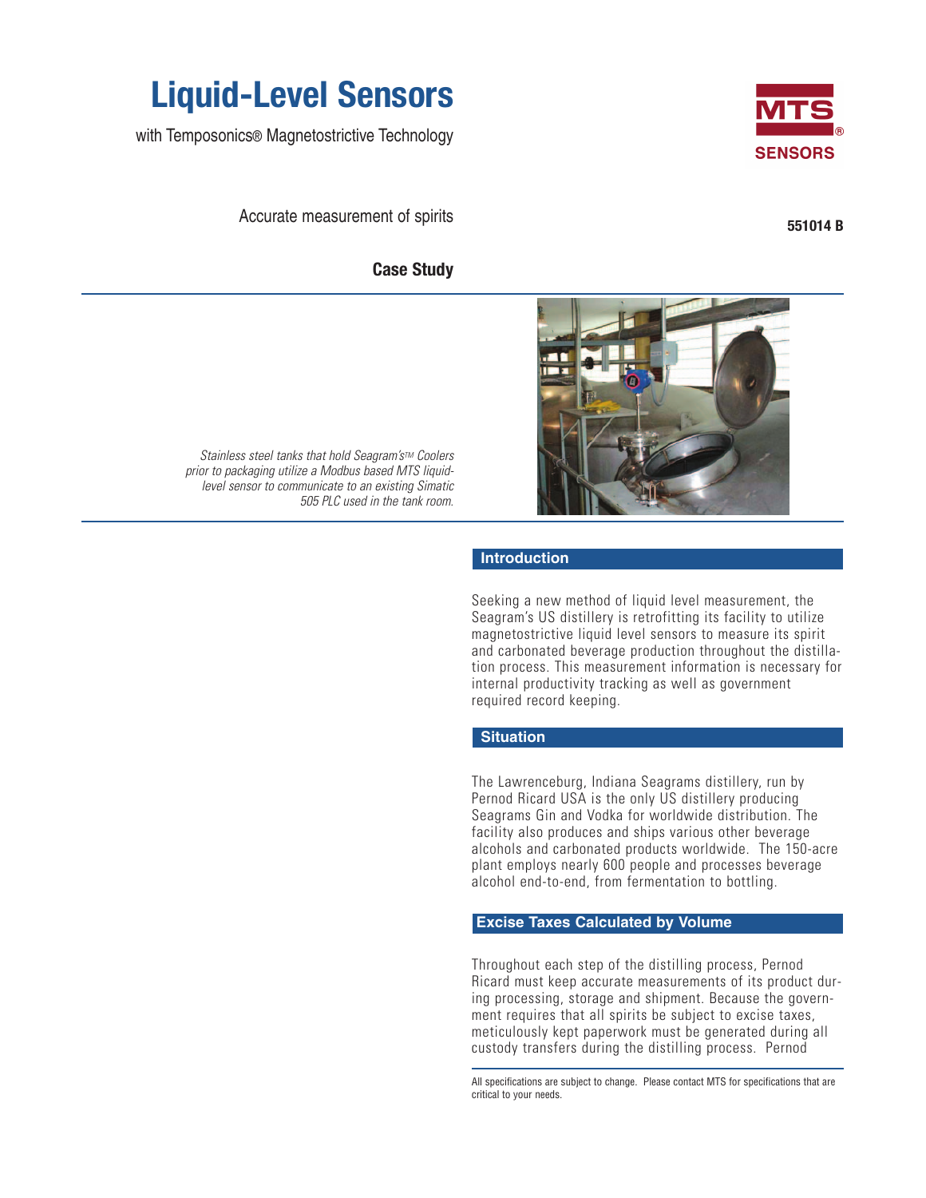# Liquid-Level Sensors

with Temposonics® Magnetostrictive Technology

MTS SENSORS

Accurate measurement of spirits

551014 B

**Case Study**

*Stainless steel tanks that hold Seagram's™ Coolers prior to packaging utilize a Modbus based MTS liquid-level sensor to communicate to an existing Simatic 505 PLC used in the tank room.*

## Introduction

Seeking a new method of liquid level measurement, the Seagram's US distillery is retrofitting its facility to utilize magnetostrictive liquid level sensors to measure its spirit and carbonated beverage production throughout the distillation process. This measurement information is necessary for internal productivity tracking as well as government required record keeping.

## Situation

The Lawrenceburg, Indiana Seagrams distillery, run by Pernod Ricard USA is the only US distillery producing Seagrams Gin and Vodka for worldwide distribution. The facility also produces and ships various other beverage alcohols and carbonated products worldwide. The 150-acre plant employs nearly 600 people and processes beverage alcohol end-to-end, from fermentation to bottling.

## Excise Taxes Calculated by Volume

Throughout each step of the distilling process, Pernod Ricard must keep accurate measurements of its product during processing, storage and shipment. Because the government requires that all spirits be subject to excise taxes, meticulously kept paperwork must be generated during all custody transfers during the distilling process. Pernod

All specifications are subject to change. Please contact MTS for specifications that are critical to your needs.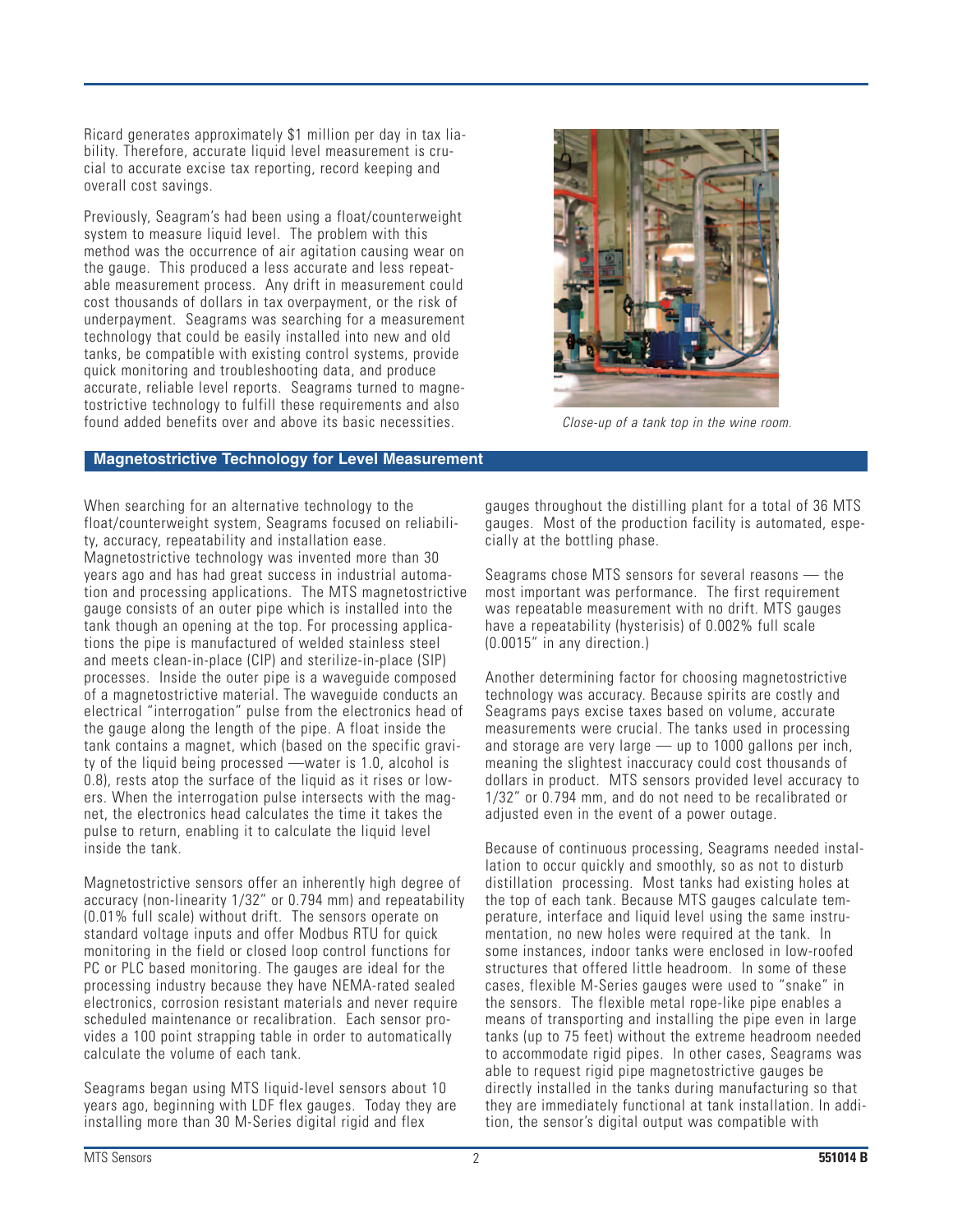Ricard generates approximately $1 million per day in tax liability. Therefore, accurate liquid level measurement is crucial to accurate excise tax reporting, record keeping and overall cost savings.

Previously, Seagram's had been using a float/counterweight system to measure liquid level. The problem with this method was the occurrence of air agitation causing wear on the gauge. This produced a less accurate and less repeatable measurement process. Any drift in measurement could cost thousands of dollars in tax overpayment, or the risk of underpayment. Seagrams was searching for a measurement technology that could be easily installed into new and old tanks, be compatible with existing control systems, provide quick monitoring and troubleshooting data, and produce accurate, reliable level reports. Seagrams turned to magnetostrictive technology to fulfill these requirements and also found added benefits over and above its basic necessities.

*Close-up of a tank top in the wine room.*

## Magnetostrictive Technology for Level Measurement

When searching for an alternative technology to the float/counterweight system, Seagrams focused on reliability, accuracy, repeatability and installation ease. Magnetostrictive technology was invented more than 30 years ago and has had great success in industrial automation and processing applications. The MTS magnetostrictive gauge consists of an outer pipe which is installed into the tank though an opening at the top. For processing applications the pipe is manufactured of welded stainless steel and meets clean-in-place (CIP) and sterilize-in-place (SIP) processes. Inside the outer pipe is a waveguide composed of a magnetostrictive material. The waveguide conducts an electrical "interrogation" pulse from the electronics head of the gauge along the length of the pipe. A float inside the tank contains a magnet, which (based on the specific gravity of the liquid being processed —water is 1.0, alcohol is 0.8), rests atop the surface of the liquid as it rises or lowers. When the interrogation pulse intersects with the magnet, the electronics head calculates the time it takes the pulse to return, enabling it to calculate the liquid level inside the tank.

Magnetostrictive sensors offer an inherently high degree of accuracy (non-linearity 1/32" or 0.794 mm) and repeatability (0.01% full scale) without drift. The sensors operate on standard voltage inputs and offer Modbus RTU for quick monitoring in the field or closed loop control functions for PC or PLC based monitoring. The gauges are ideal for the processing industry because they have NEMA-rated sealed electronics, corrosion resistant materials and never require scheduled maintenance or recalibration. Each sensor provides a 100 point strapping table in order to automatically calculate the volume of each tank.

Seagrams began using MTS liquid-level sensors about 10 years ago, beginning with LDF flex gauges. Today they are installing more than 30 M-Series digital rigid and flex gauges throughout the distilling plant for a total of 36 MTS gauges. Most of the production facility is automated, especially at the bottling phase.

Seagrams chose MTS sensors for several reasons — the most important was performance. The first requirement was repeatable measurement with no drift. MTS gauges have a repeatability (hysterisis) of 0.002% full scale (0.0015" in any direction.)

Another determining factor for choosing magnetostrictive technology was accuracy. Because spirits are costly and Seagrams pays excise taxes based on volume, accurate measurements were crucial. The tanks used in processing and storage are very large — up to 1000 gallons per inch, meaning the slightest inaccuracy could cost thousands of dollars in product. MTS sensors provided level accuracy to 1/32" or 0.794 mm, and do not need to be recalibrated or adjusted even in the event of a power outage.

Because of continuous processing, Seagrams needed installation to occur quickly and smoothly, so as not to disturb distillation processing. Most tanks had existing holes at the top of each tank. Because MTS gauges calculate temperature, interface and liquid level using the same instrumentation, no new holes were required at the tank. In some instances, indoor tanks were enclosed in low-roofed structures that offered little headroom. In some of these cases, flexible M-Series gauges were used to "snake" in the sensors. The flexible metal rope-like pipe enables a means of transporting and installing the pipe even in large tanks (up to 75 feet) without the extreme headroom needed to accommodate rigid pipes. In other cases, Seagrams was able to request rigid pipe magnetostrictive gauges be directly installed in the tanks during manufacturing so that they are immediately functional at tank installation. In addition, the sensor's digital output was compatible with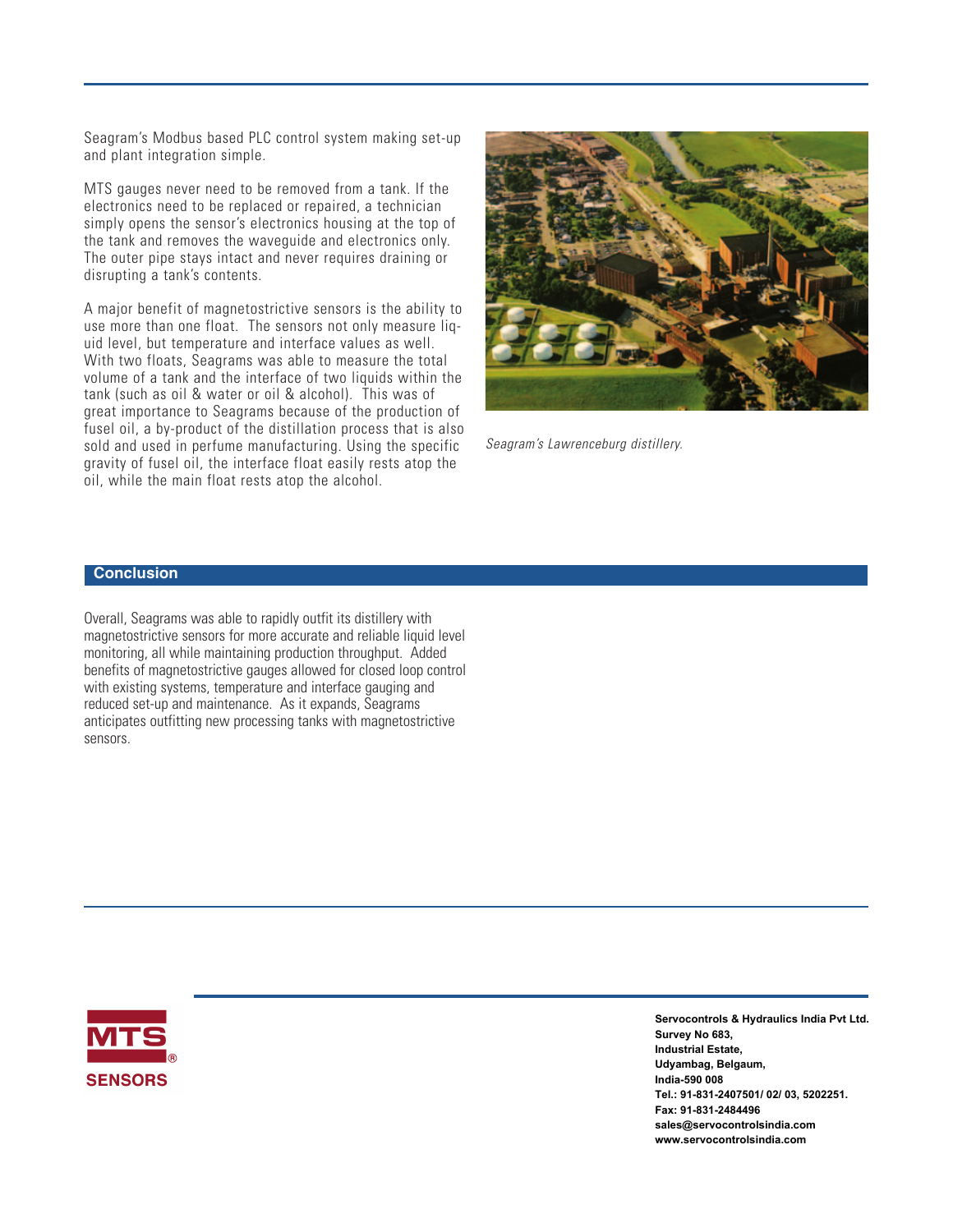Seagram's Modbus based PLC control system making set-up and plant integration simple.

MTS gauges never need to be removed from a tank. If the electronics need to be replaced or repaired, a technician simply opens the sensor's electronics housing at the top of the tank and removes the waveguide and electronics only. The outer pipe stays intact and never requires draining or disrupting a tank's contents.

A major benefit of magnetostrictive sensors is the ability to use more than one float. The sensors not only measure liquid level, but temperature and interface values as well. With two floats, Seagrams was able to measure the total volume of a tank and the interface of two liquids within the tank (such as oil & water or oil & alcohol). This was of great importance to Seagrams because of the production of fusel oil, a by-product of the distillation process that is also sold and used in perfume manufacturing. Using the specific gravity of fusel oil, the interface float easily rests atop the oil, while the main float rests atop the alcohol.

*Seagram's Lawrenceburg distillery.*

## Conclusion

Overall, Seagrams was able to rapidly outfit its distillery with magnetostrictive sensors for more accurate and reliable liquid level monitoring, all while maintaining production throughput. Added benefits of magnetostrictive gauges allowed for closed loop control with existing systems, temperature and interface gauging and reduced set-up and maintenance. As it expands, Seagrams anticipates outfitting new processing tanks with magnetostrictive sensors.

MTS® SENSORS

**Servocontrols & Hydraulics India Pvt Ltd.**
**Survey No 683,**
**Industrial Estate,**
**Udyambag, Belgaum,**
**India-590 008**
**Tel.: 91-831-2407501/ 02/ 03, 5202251.**
**Fax: 91-831-2484496**
**sales@servocontrolsindia.com**
**www.servocontrolsindia.com**